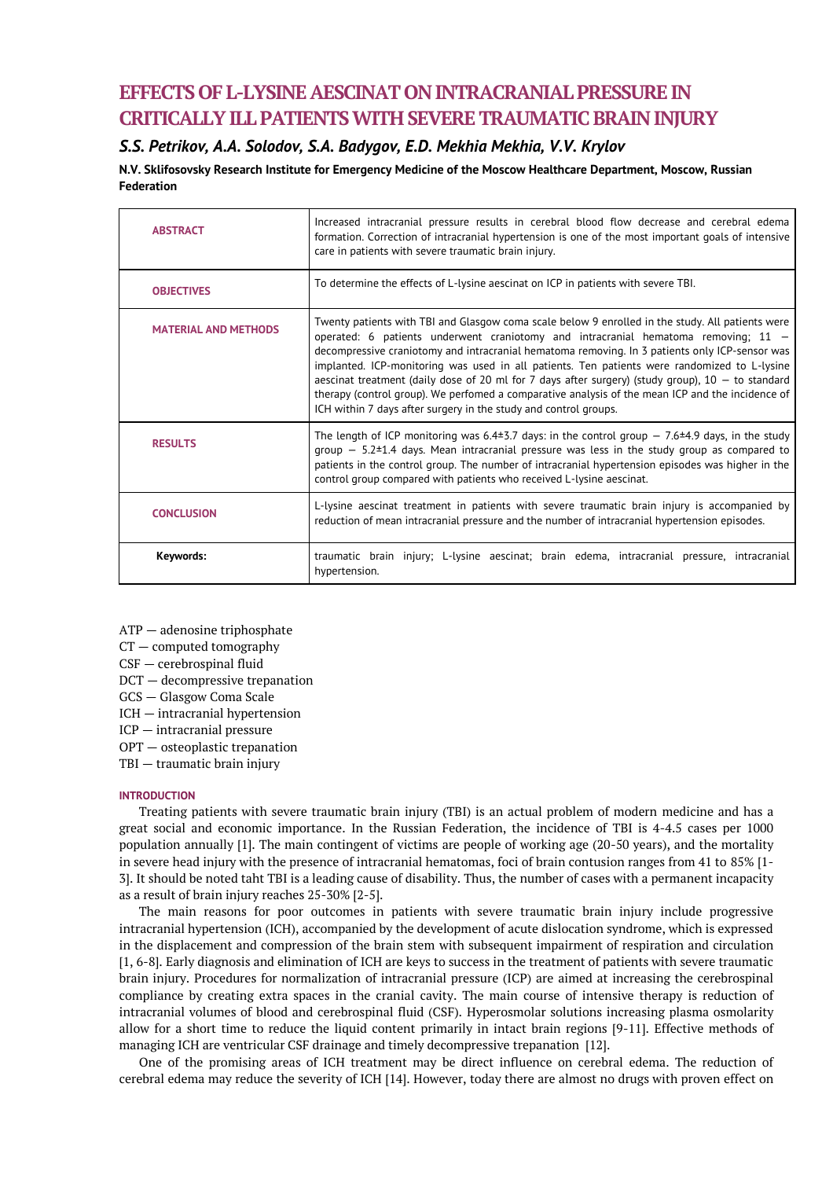# EFFECTS OF L-LYSINE AESCINAT ON INTRACRANIAL PRESSURE IN CRITICALLY ILL PATIENTS WITH SEVERE TRAUMATIC BRAIN INJURY

***S.S. Petrikov, A.A. Solodov, S.A. Badygov, E.D. Mekhia Mekhia, V.V. Krylov***

**N.V. Sklifosovsky Research Institute for Emergency Medicine of the Moscow Healthcare Department, Moscow, Russian Federation**

| | |
|---|---|
| **ABSTRACT** | Increased intracranial pressure results in cerebral blood flow decrease and cerebral edema formation. Correction of intracranial hypertension is one of the most important goals of intensive care in patients with severe traumatic brain injury. |
| **OBJECTIVES** | To determine the effects of L-lysine aescinat on ICP in patients with severe TBI. |
| **MATERIAL AND METHODS** | Twenty patients with TBI and Glasgow coma scale below 9 enrolled in the study. All patients were operated: 6 patients underwent craniotomy and intracranial hematoma removing; 11 — decompressive craniotomy and intracranial hematoma removing. In 3 patients only ICP-sensor was implanted. ICP-monitoring was used in all patients. Ten patients were randomized to L-lysine aescinat treatment (daily dose of 20 ml for 7 days after surgery) (study group), 10 — to standard therapy (control group). We perfomed a comparative analysis of the mean ICP and the incidence of ICH within 7 days after surgery in the study and control groups. |
| **RESULTS** | The length of ICP monitoring was 6.4±3.7 days: in the control group — 7.6±4.9 days, in the study group — 5.2±1.4 days. Mean intracranial pressure was less in the study group as compared to patients in the control group. The number of intracranial hypertension episodes was higher in the control group compared with patients who received L-lysine aescinat. |
| **CONCLUSION** | L-lysine aescinat treatment in patients with severe traumatic brain injury is accompanied by reduction of mean intracranial pressure and the number of intracranial hypertension episodes. |
| **Keywords:** | traumatic brain injury; L-lysine aescinat; brain edema, intracranial pressure, intracranial hypertension. |

ATP — adenosine triphosphate
CT — computed tomography
CSF — cerebrospinal fluid
DCT — decompressive trepanation
GCS — Glasgow Coma Scale
ICH — intracranial hypertension
ICP — intracranial pressure
OPT — osteoplastic trepanation
TBI — traumatic brain injury

## INTRODUCTION

Treating patients with severe traumatic brain injury (TBI) is an actual problem of modern medicine and has a great social and economic importance. In the Russian Federation, the incidence of TBI is 4-4.5 cases per 1000 population annually [1]. The main contingent of victims are people of working age (20-50 years), and the mortality in severe head injury with the presence of intracranial hematomas, foci of brain contusion ranges from 41 to 85% [1-3]. It should be noted taht TBI is a leading cause of disability. Thus, the number of cases with a permanent incapacity as a result of brain injury reaches 25-30% [2-5].

The main reasons for poor outcomes in patients with severe traumatic brain injury include progressive intracranial hypertension (ICH), accompanied by the development of acute dislocation syndrome, which is expressed in the displacement and compression of the brain stem with subsequent impairment of respiration and circulation [1, 6-8]. Early diagnosis and elimination of ICH are keys to success in the treatment of patients with severe traumatic brain injury. Procedures for normalization of intracranial pressure (ICP) are aimed at increasing the cerebrospinal compliance by creating extra spaces in the cranial cavity. The main course of intensive therapy is reduction of intracranial volumes of blood and cerebrospinal fluid (CSF). Hyperosmolar solutions increasing plasma osmolarity allow for a short time to reduce the liquid content primarily in intact brain regions [9-11]. Effective methods of managing ICH are ventricular CSF drainage and timely decompressive trepanation [12].

One of the promising areas of ICH treatment may be direct influence on cerebral edema. The reduction of cerebral edema may reduce the severity of ICH [14]. However, today there are almost no drugs with proven effect on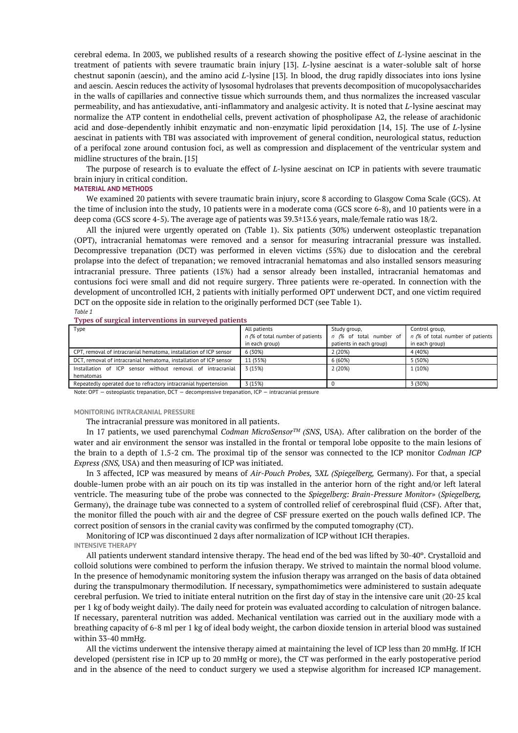cerebral edema. In 2003, we published results of a research showing the positive effect of *L*-lysine aescinat in the treatment of patients with severe traumatic brain injury [13]. *L*-lysine aescinat is a water-soluble salt of horse chestnut saponin (aescin), and the amino acid *L*-lysine [13]. In blood, the drug rapidly dissociates into ions lysine and aescin. Aescin reduces the activity of lysosomal hydrolases that prevents decomposition of mucopolysaccharides in the walls of capillaries and connective tissue which surrounds them, and thus normalizes the increased vascular permeability, and has antiexudative, anti-inflammatory and analgesic activity. It is noted that *L*-lysine aescinat may normalize the ATP content in endothelial cells, prevent activation of phospholipase A2, the release of arachidonic acid and dose-dependently inhibit enzymatic and non-enzymatic lipid peroxidation [14, 15]. The use of *L*-lysine aescinat in patients with TBI was associated with improvement of general condition, neurological status, reduction of a perifocal zone around contusion foci, as well as compression and displacement of the ventricular system and midline structures of the brain. [15]

The purpose of research is to evaluate the effect of *L*-lysine aescinat on ICP in patients with severe traumatic brain injury in critical condition.

## MATERIAL AND METHODS

We examined 20 patients with severe traumatic brain injury, score 8 according to Glasgow Coma Scale (GCS). At the time of inclusion into the study, 10 patients were in a moderate coma (GCS score 6-8), and 10 patients were in a deep coma (GCS score 4-5). The average age of patients was 39.3±13.6 years, male/female ratio was 18/2.

All the injured were urgently operated on (Table 1). Six patients (30%) underwent osteoplastic trepanation (OPT), intracranial hematomas were removed and a sensor for measuring intracranial pressure was installed. Decompressive trepanation (DCT) was performed in eleven victims (55%) due to dislocation and the cerebral prolapse into the defect of trepanation; we removed intracranial hematomas and also installed sensors measuring intracranial pressure. Three patients (15%) had a sensor already been installed, intracranial hematomas and contusions foci were small and did not require surgery. Three patients were re-operated. In connection with the development of uncontrolled ICH, 2 patients with initially performed OPT underwent DCT, and one victim required DCT on the opposite side in relation to the originally performed DCT (see Table 1).

*Table 1*

**Types of surgical interventions in surveyed patients**

| Type | All patients *n (% of total number of patients* in each group) | Study group, *n (% of total number of* patients in each group) | Control group, *n (% of total number of patients* in each group) |
|---|---|---|---|
| CPT, removal of intracranial hematoma, installation of ICP sensor | 6 (30%) | 2 (20%) | 4 (40%) |
| DCT, removal of intracranial hematoma, installation of ICP sensor | 11 (55%) | 6 (60%) | 5 (50%) |
| Installation of ICP sensor without removal of intracranial hematomas | 3 (15%) | 2 (20%) | 1 (10%) |
| Repeatedly operated due to refractory intracranial hypertension | 3 (15%) | 0 | 3 (30%) |

Note: OPT — osteoplastic trepanation, DCT — decompressive trepanation, ICP — intracranial pressure

### MONITORING INTRACRANIAL PRESSURE

The intracranial pressure was monitored in all patients.

In 17 patients, we used parenchymal *Codman MicroSensor™ (SNS*, USA). After calibration on the border of the water and air environment the sensor was installed in the frontal or temporal lobe opposite to the main lesions of the brain to a depth of 1.5-2 cm. The proximal tip of the sensor was connected to the ICP monitor *Codman ICP Express (SNS,* USA) and then measuring of ICP was initiated.

In 3 affected, ICP was measured by means of *Air-Pouch Probes,* 3*XL (Spiegelberg,* Germany). For that, a special double-lumen probe with an air pouch on its tip was installed in the anterior horn of the right and/or left lateral ventricle. The measuring tube of the probe was connected to the *Spiegelberg: Brain-Pressure Monitor»* (*Spiegelberg,* Germany), the drainage tube was connected to a system of controlled relief of cerebrospinal fluid (CSF). After that, the monitor filled the pouch with air and the degree of CSF pressure exerted on the pouch walls defined ICP. The correct position of sensors in the cranial cavity was confirmed by the computed tomography (CT).

Monitoring of ICP was discontinued 2 days after normalization of ICP without ICH therapies.

### INTENSIVE THERAPY

All patients underwent standard intensive therapy. The head end of the bed was lifted by 30-40°. Crystalloid and colloid solutions were combined to perform the infusion therapy. We strived to maintain the normal blood volume. In the presence of hemodynamic monitoring system the infusion therapy was arranged on the basis of data obtained during the transpulmonary thermodilution. If necessary, sympathomimetics were administered to sustain adequate cerebral perfusion. We tried to initiate enteral nutrition on the first day of stay in the intensive care unit (20-25 kcal per 1 kg of body weight daily). The daily need for protein was evaluated according to calculation of nitrogen balance. If necessary, parenteral nutrition was added. Mechanical ventilation was carried out in the auxiliary mode with a breathing capacity of 6-8 ml per 1 kg of ideal body weight, the carbon dioxide tension in arterial blood was sustained within 33-40 mmHg.

All the victims underwent the intensive therapy aimed at maintaining the level of ICP less than 20 mmHg. If ICH developed (persistent rise in ICP up to 20 mmHg or more), the CT was performed in the early postoperative period and in the absence of the need to conduct surgery we used a stepwise algorithm for increased ICP management.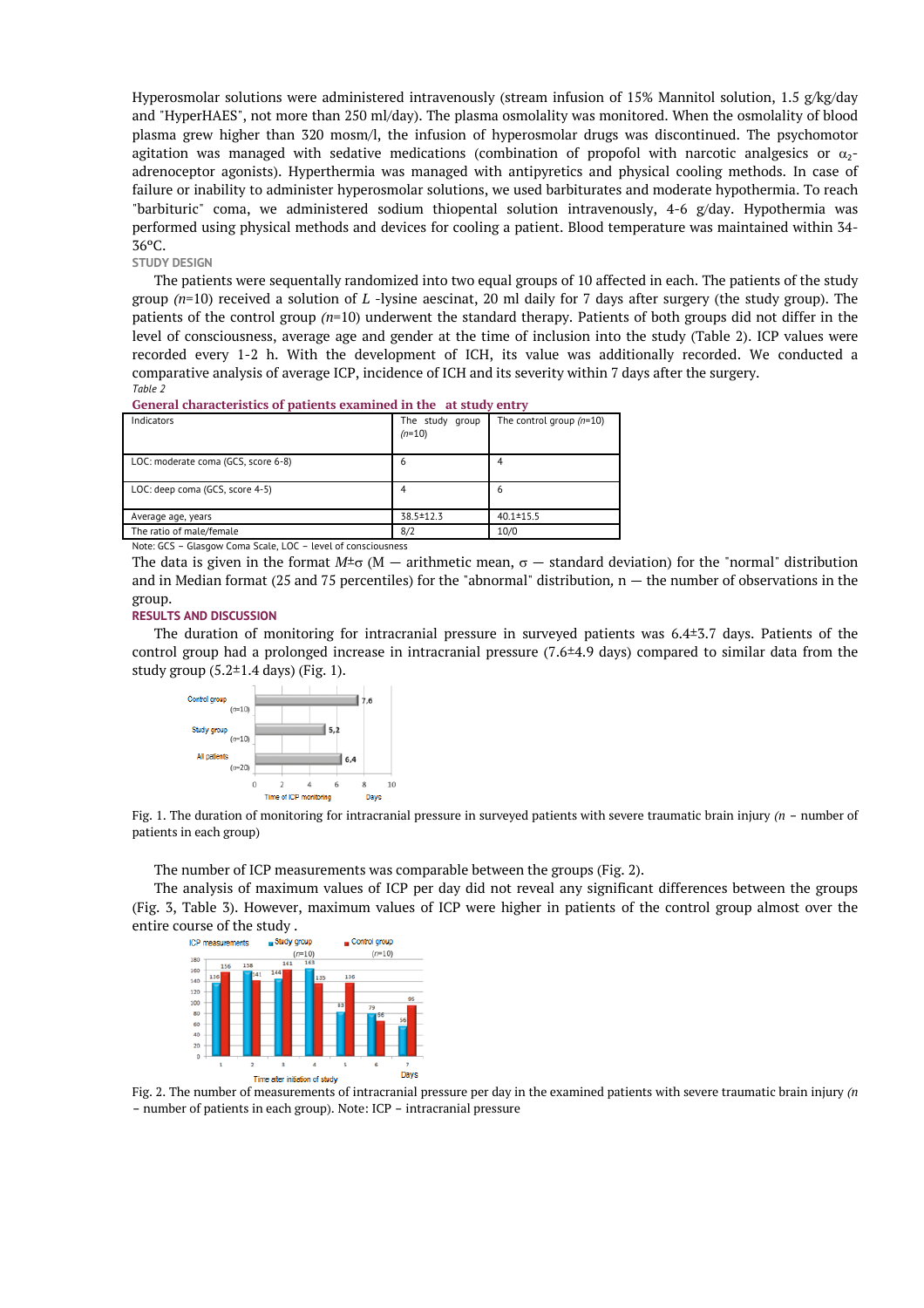Hyperosmolar solutions were administered intravenously (stream infusion of 15% Mannitol solution, 1.5 g/kg/day and "HyperHAES", not more than 250 ml/day). The plasma osmolality was monitored. When the osmolality of blood plasma grew higher than 320 mosm/l, the infusion of hyperosmolar drugs was discontinued. The psychomotor agitation was managed with sedative medications (combination of propofol with narcotic analgesics or $\alpha_2$-adrenoceptor agonists). Hyperthermia was managed with antipyretics and physical cooling methods. In case of failure or inability to administer hyperosmolar solutions, we used barbiturates and moderate hypothermia. To reach "barbituric" coma, we administered sodium thiopental solution intravenously, 4-6 g/day. Hypothermia was performed using physical methods and devices for cooling a patient. Blood temperature was maintained within 34-36°C.

### STUDY DESIGN

The patients were sequentially randomized into two equal groups of 10 affected in each. The patients of the study group *(n*=10) received a solution of *L* -lysine aescinat, 20 ml daily for 7 days after surgery (the study group). The patients of the control group *(n*=10) underwent the standard therapy. Patients of both groups did not differ in the level of consciousness, average age and gender at the time of inclusion into the study (Table 2). ICP values were recorded every 1-2 h. With the development of ICH, its value was additionally recorded. We conducted a comparative analysis of average ICP, incidence of ICH and its severity within 7 days after the surgery.

*Table 2*

**General characteristics of patients examined in the at study entry**

| Indicators | The study group (*n*=10) | The control group (*n*=10) |
|---|---|---|
| LOC: moderate coma (GCS, score 6-8) | 6 | 4 |
| LOC: deep coma (GCS, score 4-5) | 4 | 6 |
| Average age, years | 38.5±12.3 | 40.1±15.5 |
| The ratio of male/female | 8/2 | 10/0 |

Note: GCS – Glasgow Coma Scale, LOC – level of consciousness

The data is given in the format $M\pm\sigma$ (M — arithmetic mean, σ — standard deviation) for the "normal" distribution and in Median format (25 and 75 percentiles) for the "abnormal" distribution*,* n — the number of observations in the group.

### RESULTS AND DISCUSSION

The duration of monitoring for intracranial pressure in surveyed patients was 6.4±3.7 days. Patients of the control group had a prolonged increase in intracranial pressure (7.6±4.9 days) compared to similar data from the study group (5.2±1.4 days) (Fig. 1).

Fig. 1. The duration of monitoring for intracranial pressure in surveyed patients with severe traumatic brain injury *(n* – number of patients in each group)

The number of ICP measurements was comparable between the groups (Fig. 2).

The analysis of maximum values of ICP per day did not reveal any significant differences between the groups (Fig. 3, Table 3). However, maximum values of ICP were higher in patients of the control group almost over the entire course of the study .

Fig. 2. The number of measurements of intracranial pressure per day in the examined patients with severe traumatic brain injury *(n* – number of patients in each group). Note: ICP – intracranial pressure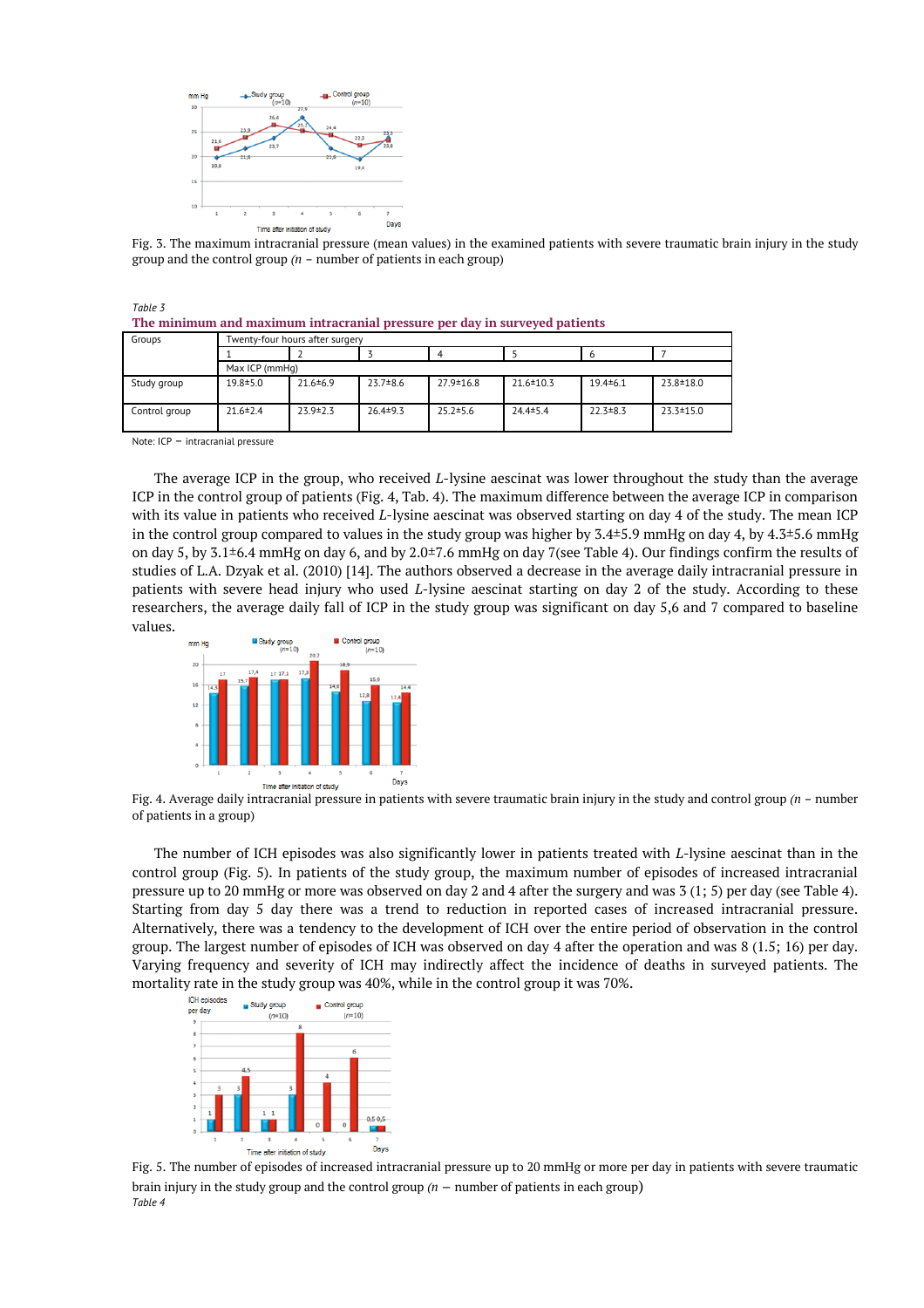Fig. 3. The maximum intracranial pressure (mean values) in the examined patients with severe traumatic brain injury in the study group and the control group *(n* – number of patients in each group)

*Table 3*

**The minimum and maximum intracranial pressure per day in surveyed patients**

| Groups | Twenty-four hours after surgery | | | | | | |
|---|---|---|---|---|---|---|---|
| | 1 | 2 | 3 | 4 | 5 | 6 | 7 |
| | Max ICP (mmHg) | | | | | | |
| Study group | 19.8±5.0 | 21.6±6.9 | 23.7±8.6 | 27.9±16.8 | 21.6±10.3 | 19.4±6.1 | 23.8±18.0 |
| Control group | 21.6±2.4 | 23.9±2.3 | 26.4±9.3 | 25.2±5.6 | 24.4±5.4 | 22.3±8.3 | 23.3±15.0 |

Note: ICP – intracranial pressure

The average ICP in the group, who received *L*-lysine aescinat was lower throughout the study than the average ICP in the control group of patients (Fig. 4, Tab. 4). The maximum difference between the average ICP in comparison with its value in patients who received *L*-lysine aescinat was observed starting on day 4 of the study. The mean ICP in the control group compared to values in the study group was higher by 3.4±5.9 mmHg on day 4, by 4.3±5.6 mmHg on day 5, by 3.1±6.4 mmHg on day 6, and by 2.0±7.6 mmHg on day 7(see Table 4). Our findings confirm the results of studies of L.A. Dzyak et al. (2010) [14]. The authors observed a decrease in the average daily intracranial pressure in patients with severe head injury who used *L*-lysine aescinat starting on day 2 of the study. According to these researchers, the average daily fall of ICP in the study group was significant on day 5,6 and 7 compared to baseline values.

Fig. 4. Average daily intracranial pressure in patients with severe traumatic brain injury in the study and control group *(n* – number of patients in a group)

The number of ICH episodes was also significantly lower in patients treated with *L*-lysine aescinat than in the control group (Fig. 5). In patients of the study group, the maximum number of episodes of increased intracranial pressure up to 20 mmHg or more was observed on day 2 and 4 after the surgery and was 3 (1; 5) per day (see Table 4). Starting from day 5 day there was a trend to reduction in reported cases of increased intracranial pressure. Alternatively, there was a tendency to the development of ICH over the entire period of observation in the control group. The largest number of episodes of ICH was observed on day 4 after the operation and was 8 (1.5; 16) per day. Varying frequency and severity of ICH may indirectly affect the incidence of deaths in surveyed patients. The mortality rate in the study group was 40%, while in the control group it was 70%.

Fig. 5. The number of episodes of increased intracranial pressure up to 20 mmHg or more per day in patients with severe traumatic brain injury in the study group and the control group *(n* — number of patients in each group)

*Table 4*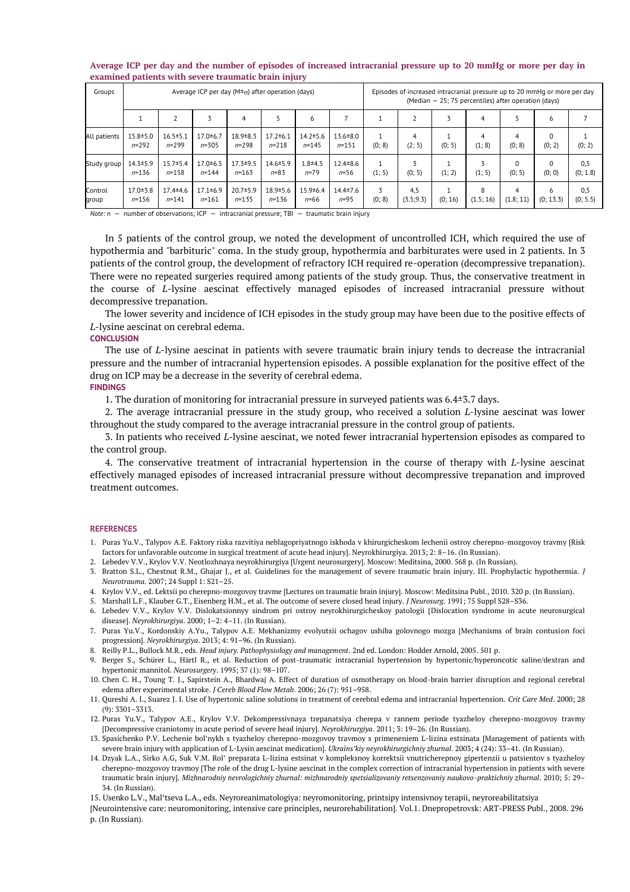**Average ICP per day and the number of episodes of increased intracranial pressure up to 20 mmHg or more per day in examined patients with severe traumatic brain injury**

| Groups | Average ICP per day (M±σ) after operation (days) | | | | | | | Episodes of increased intracranial pressure up to 20 mmHg or more per day (Median — 25; 75 percentiles) after operation (days) | | | | | | |
|---|---|---|---|---|---|---|---|---|---|---|---|---|---|---|
| | 1 | 2 | 3 | 4 | 5 | 6 | 7 | 1 | 2 | 3 | 4 | 5 | 6 | 7 |
| All patients | 15.8±5.0 *n*=292 | 16.5±5.1 *n*=299 | 17.0±6.7 *n*=305 | 18.9±8.3 *n*=298 | 17.2±6.1 *n*=218 | 14.2±5.6 *n*=145 | 13.6±8.0 *n*=151 | 1 (0; 8) | 4 (2; 5) | 1 (0; 5) | 4 (1; 8) | 4 (0; 8) | 0 (0; 2) | 1 (0; 2) |
| Study group | 14.3±5.9 *n*=136 | 15.7±5.4 *n*=158 | 17.0±6.5 *n*=144 | 17.3±9.5 *n*=163 | 14.6±5.9 *n*=83 | 1.8±4.5 *n*=79 | 12.4±8.6 *n*=56 | 1 (1; 5) | 3 (0; 5) | 1 (1; 2) | 3 (1; 5) | 0 (0; 5) | 0 (0; 0) | 0,5 (0; 1.8) |
| Control group | 17.0±3.8 *n*=156 | 17.4±4.6 *n*=141 | 17.1±6.9 *n*=161 | 20.7±5.9 *n*=135 | 18.9±5.6 *n*=136 | 15.9±6.4 *n*=66 | 14.4±7.6 *n*=95 | 3 (0; 8) | 4,5 (3.5;9.3) | 1 (0; 16) | 8 (1.5; 16) | 4 (1.8; 11) | 6 (0; 13.3) | 0,5 (0; 5.5) |

*Note:* n — number of observations; ICP — intracranial pressure; TBI — traumatic brain injury

In 5 patients of the control group, we noted the development of uncontrolled ICH, which required the use of hypothermia and "barbituric" coma. In the study group, hypothermia and barbiturates were used in 2 patients. In 3 patients of the control group, the development of refractory ICH required re-operation (decompressive trepanation). There were no repeated surgeries required among patients of the study group. Thus, the conservative treatment in the course of *L*-lysine aescinat effectively managed episodes of increased intracranial pressure without decompressive trepanation.

The lower severity and incidence of ICH episodes in the study group may have been due to the positive effects of *L*-lysine aescinat on cerebral edema.

## CONCLUSION

The use of *L*-lysine aescinat in patients with severe traumatic brain injury tends to decrease the intracranial pressure and the number of intracranial hypertension episodes. A possible explanation for the positive effect of the drug on ICP may be a decrease in the severity of cerebral edema.

## FINDINGS

1. The duration of monitoring for intracranial pressure in surveyed patients was 6.4±3.7 days.

2. The average intracranial pressure in the study group, who received a solution *L*-lysine aescinat was lower throughout the study compared to the average intracranial pressure in the control group of patients.

3. In patients who received *L*-lysine aescinat, we noted fewer intracranial hypertension episodes as compared to the control group.

4. The conservative treatment of intracranial hypertension in the course of therapy with *L*-lysine aescinat effectively managed episodes of increased intracranial pressure without decompressive trepanation and improved treatment outcomes.

## REFERENCES

1. Puras Yu.V., Talypov A.E. Faktory riska razvitiya neblagopriyatnogo iskhoda v khirurgicheskom lechenii ostroy cherepno-mozgovoy travmy [Risk factors for unfavorable outcome in surgical treatment of acute head injury]. Neyrokhirurgiya. 2013; 2: 8–16. (In Russian).
2. Lebedev V.V., Krylov V.V. Neotlozhnaya neyrokhirurgiya [Urgent neurosurgery]. Moscow: Meditsina, 2000. 568 p. (In Russian).
3. Bratton S.L., Chestnut R.M., Ghajar J., et al. Guidelines for the management of severe traumatic brain injury. III. Prophylactic hypothermia. *J Neurotrauma.* 2007; 24 Suppl 1: S21–25.
4. Krylov V.V., ed. Lektsii po cherepno-mozgovoy travme [Lectures on traumatic brain injury]. Moscow: Meditsina Publ., 2010. 320 p. (In Russian).
5. Marshall L.F., Klauber G.T., Eisenberg H.M., et al. The outcome of severe closed head injury. *J Neurosurg.* 1991; 75 Suppl S28–S36.
6. Lebedev V.V., Krylov V.V. Dislokatsionnyy sindrom pri ostroy neyrokhirurgicheskoy patologii [Dislocation syndrome in acute neurosurgical disease]. *Neyrokhirurgiya*. 2000; 1–2: 4–11. (In Russian).
7. Puras Yu.V., Kordonskiy A.Yu., Talypov A.E. Mekhanizmy evolyutsii ochagov ushiba golovnogo mozga [Mechanisms of brain contusion foci progression]. *Neyrokhirurgiya*. 2013; 4: 91–96. (In Russian).
8. Reilly P.L., Bullock M.R., eds. *Head injury. Pathophysiology and management*. 2nd ed. London: Hodder Arnold, 2005. 501 p.
9. Berger S., Schürer L., Härtl R., et al. Reduction of post-traumatic intracranial hypertension by hypertonic/hyperoncotic saline/dextran and hypertonic mannitol. *Neurosurgery*. 1995; 37 (1): 98–107.
10. Chen C. H., Toung T. J., Sapirstein A., Bhardwaj A. Effect of duration of osmotherapy on blood-brain barrier disruption and regional cerebral edema after experimental stroke. *J Cereb Blood Flow Metab*. 2006; 26 (7): 951–958.
11. Qureshi A. I., Suarez J. I. Use of hypertonic saline solutions in treatment of cerebral edema and intracranial hypertension. *Crit Care Med*. 2000; 28 (9): 3301–3313.
12. Puras Yu.V., Talypov A.E., Krylov V.V. Dekompressivnaya trepanatsiya cherepa v rannem periode tyazheloy cherepno-mozgovoy travmy [Decompressive craniotomy in acute period of severe head injury]. *Neyrokhirurgiya*. 2011; 3: 19–26. (In Russian).
13. Spasichenko P.V. Lechenie bol'nykh s tyazheloy cherepno-mozgovoy travmoy s primeneniem L-lizina estsinata [Management of patients with severe brain injury with application of L-Lysin aescinat medication]. *Ukraïns'kiy neyrokhirurgichniy zhurnal*. 2003; 4 (24): 33–41. (In Russian).
14. Dzyak L.A., Sirko A.G, Suk V.M. Rol' preparata L-lizina estsinat v kompleksnoy korrektsii vnutricherepnoy gipertenzii u patsientov s tyazheloy cherepno-mozgovoy travmoy [The role of the drug L-lysine aescinat in the complex correction of intracranial hypertension in patients with severe traumatic brain injury]. *Mizhnarodniy nevrologichniy zhurnal: mizhnarodniy spetsializovaniy retsenzovaniy naukovo-praktichniy zhurnal*. 2010; 5: 29–34. (In Russian).
15. Usenko L.V., Mal'tseva L.A., eds. Neyroreanimatologiya: neyromonitoring, printsipy intensivnoy terapii, neyroreabilitatsiya [Neurointensive care: neuromonitoring, intensive care principles, neurorehabilitation]. Vol.1. Dnepropetrovsk: ART-PRESS Publ., 2008. 296 p. (In Russian).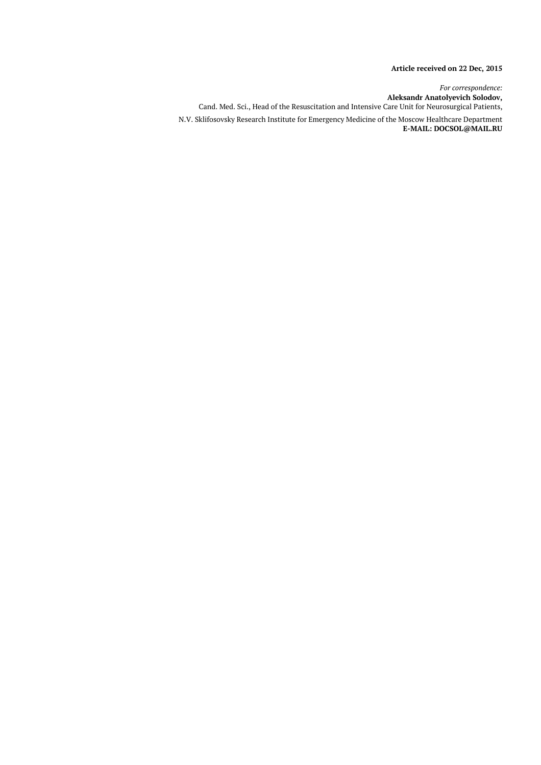**Article received on 22 Dec, 2015**

*For correspondence:*

**Aleksandr Anatolyevich Solodov,**

Cand. Med. Sci., Head of the Resuscitation and Intensive Care Unit for Neurosurgical Patients,

N.V. Sklifosovsky Research Institute for Emergency Medicine of the Moscow Healthcare Department

**E-MAIL: DOCSOL@MAIL.RU**